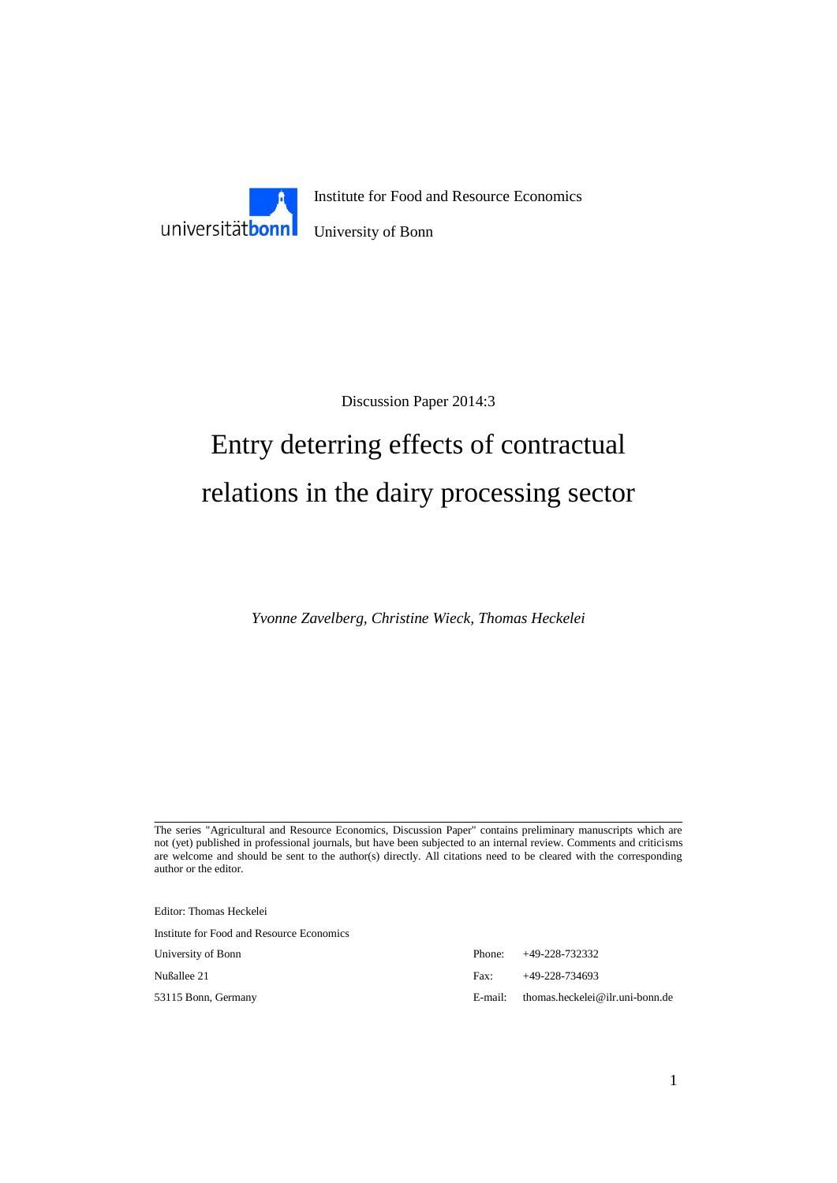Institute for Food and Resource Economics

University of Bonn

Discussion Paper 2014:3

# Entry deterring effects of contractual relations in the dairy processing sector

*Yvonne Zavelberg, Christine Wieck, Thomas Heckelei*

---

The series "Agricultural and Resource Economics, Discussion Paper" contains preliminary manuscripts which are not (yet) published in professional journals, but have been subjected to an internal review. Comments and criticisms are welcome and should be sent to the author(s) directly. All citations need to be cleared with the corresponding author or the editor.

Editor: Thomas Heckelei

Institute for Food and Resource Economics

University of Bonn

Nußallee 21

53115 Bonn, Germany

Phone: +49-228-732332

Fax: +49-228-734693

E-mail: thomas.heckelei@ilr.uni-bonn.de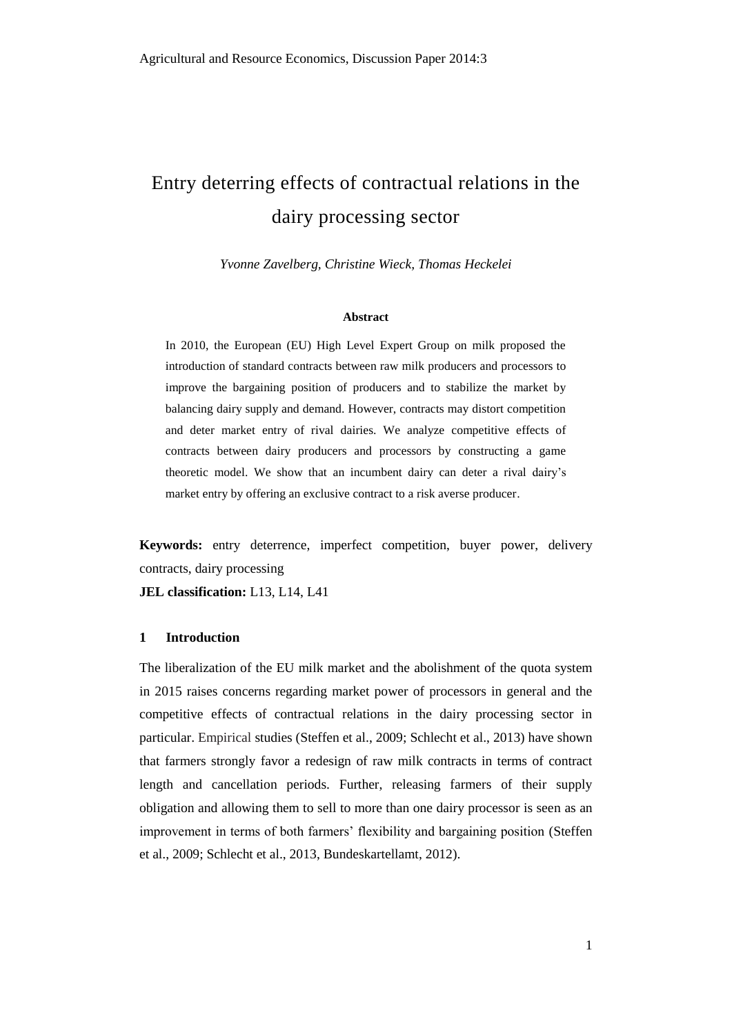Agricultural and Resource Economics, Discussion Paper 2014:3

# Entry deterring effects of contractual relations in the dairy processing sector

*Yvonne Zavelberg, Christine Wieck, Thomas Heckelei*

**Abstract**

In 2010, the European (EU) High Level Expert Group on milk proposed the introduction of standard contracts between raw milk producers and processors to improve the bargaining position of producers and to stabilize the market by balancing dairy supply and demand. However, contracts may distort competition and deter market entry of rival dairies. We analyze competitive effects of contracts between dairy producers and processors by constructing a game theoretic model. We show that an incumbent dairy can deter a rival dairy's market entry by offering an exclusive contract to a risk averse producer.

**Keywords:** entry deterrence, imperfect competition, buyer power, delivery contracts, dairy processing

**JEL classification:** L13, L14, L41

## 1 Introduction

The liberalization of the EU milk market and the abolishment of the quota system in 2015 raises concerns regarding market power of processors in general and the competitive effects of contractual relations in the dairy processing sector in particular. Empirical studies (Steffen et al., 2009; Schlecht et al., 2013) have shown that farmers strongly favor a redesign of raw milk contracts in terms of contract length and cancellation periods. Further, releasing farmers of their supply obligation and allowing them to sell to more than one dairy processor is seen as an improvement in terms of both farmers' flexibility and bargaining position (Steffen et al., 2009; Schlecht et al., 2013, Bundeskartellamt, 2012).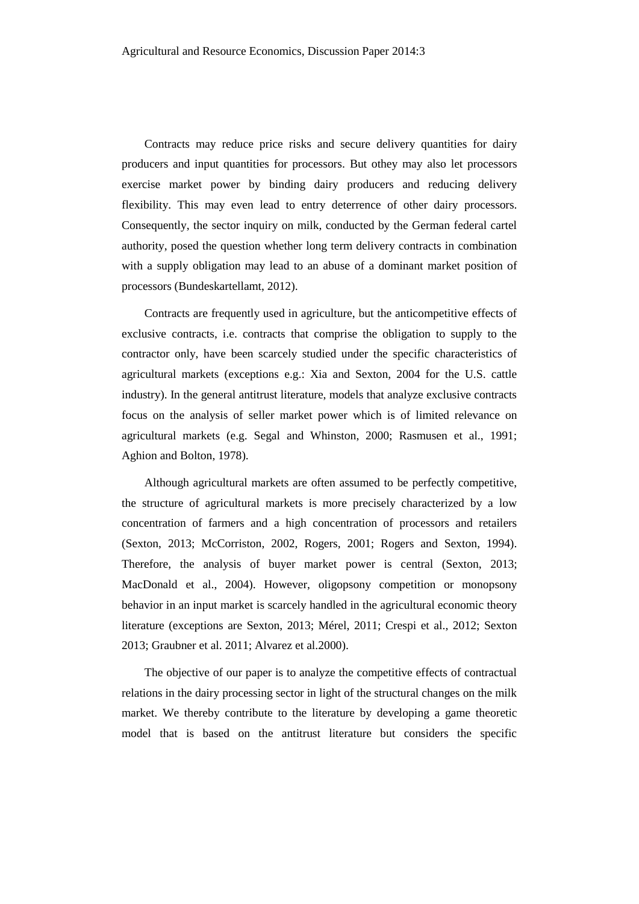Contracts may reduce price risks and secure delivery quantities for dairy producers and input quantities for processors. But othey may also let processors exercise market power by binding dairy producers and reducing delivery flexibility. This may even lead to entry deterrence of other dairy processors. Consequently, the sector inquiry on milk, conducted by the German federal cartel authority, posed the question whether long term delivery contracts in combination with a supply obligation may lead to an abuse of a dominant market position of processors (Bundeskartellamt, 2012).

Contracts are frequently used in agriculture, but the anticompetitive effects of exclusive contracts, i.e. contracts that comprise the obligation to supply to the contractor only, have been scarcely studied under the specific characteristics of agricultural markets (exceptions e.g.: Xia and Sexton, 2004 for the U.S. cattle industry). In the general antitrust literature, models that analyze exclusive contracts focus on the analysis of seller market power which is of limited relevance on agricultural markets (e.g. Segal and Whinston, 2000; Rasmusen et al., 1991; Aghion and Bolton, 1978).

Although agricultural markets are often assumed to be perfectly competitive, the structure of agricultural markets is more precisely characterized by a low concentration of farmers and a high concentration of processors and retailers (Sexton, 2013; McCorriston, 2002, Rogers, 2001; Rogers and Sexton, 1994). Therefore, the analysis of buyer market power is central (Sexton, 2013; MacDonald et al., 2004). However, oligopsony competition or monopsony behavior in an input market is scarcely handled in the agricultural economic theory literature (exceptions are Sexton, 2013; Mérel, 2011; Crespi et al., 2012; Sexton 2013; Graubner et al. 2011; Alvarez et al.2000).

The objective of our paper is to analyze the competitive effects of contractual relations in the dairy processing sector in light of the structural changes on the milk market. We thereby contribute to the literature by developing a game theoretic model that is based on the antitrust literature but considers the specific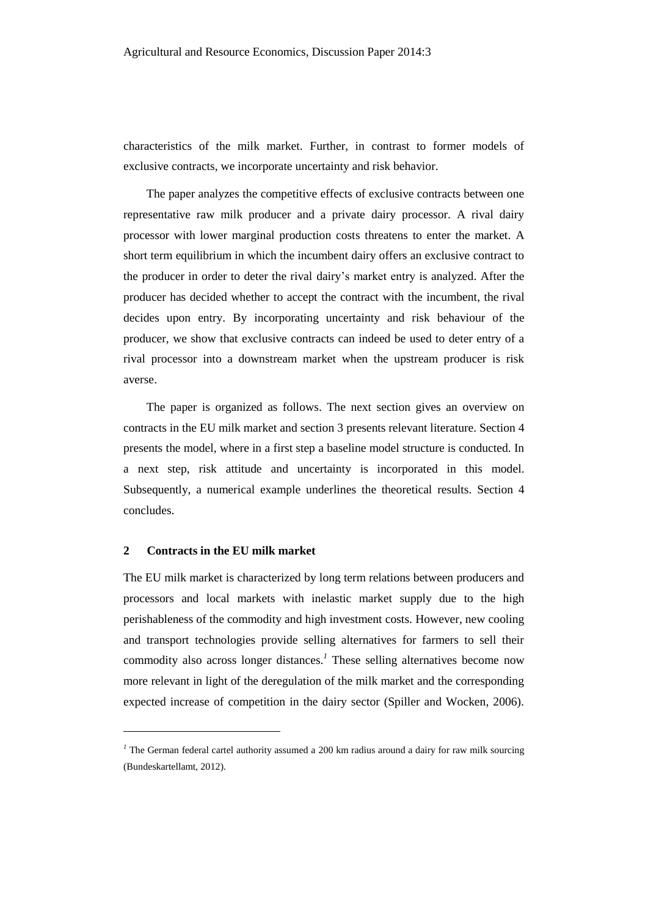characteristics of the milk market. Further, in contrast to former models of exclusive contracts, we incorporate uncertainty and risk behavior.

The paper analyzes the competitive effects of exclusive contracts between one representative raw milk producer and a private dairy processor. A rival dairy processor with lower marginal production costs threatens to enter the market. A short term equilibrium in which the incumbent dairy offers an exclusive contract to the producer in order to deter the rival dairy's market entry is analyzed. After the producer has decided whether to accept the contract with the incumbent, the rival decides upon entry. By incorporating uncertainty and risk behaviour of the producer, we show that exclusive contracts can indeed be used to deter entry of a rival processor into a downstream market when the upstream producer is risk averse.

The paper is organized as follows. The next section gives an overview on contracts in the EU milk market and section 3 presents relevant literature. Section 4 presents the model, where in a first step a baseline model structure is conducted. In a next step, risk attitude and uncertainty is incorporated in this model. Subsequently, a numerical example underlines the theoretical results. Section 4 concludes.

## 2 Contracts in the EU milk market

The EU milk market is characterized by long term relations between producers and processors and local markets with inelastic market supply due to the high perishableness of the commodity and high investment costs. However, new cooling and transport technologies provide selling alternatives for farmers to sell their commodity also across longer distances.[1] These selling alternatives become now more relevant in light of the deregulation of the milk market and the corresponding expected increase of competition in the dairy sector (Spiller and Wocken, 2006).

[1] The German federal cartel authority assumed a 200 km radius around a dairy for raw milk sourcing (Bundeskartellamt, 2012).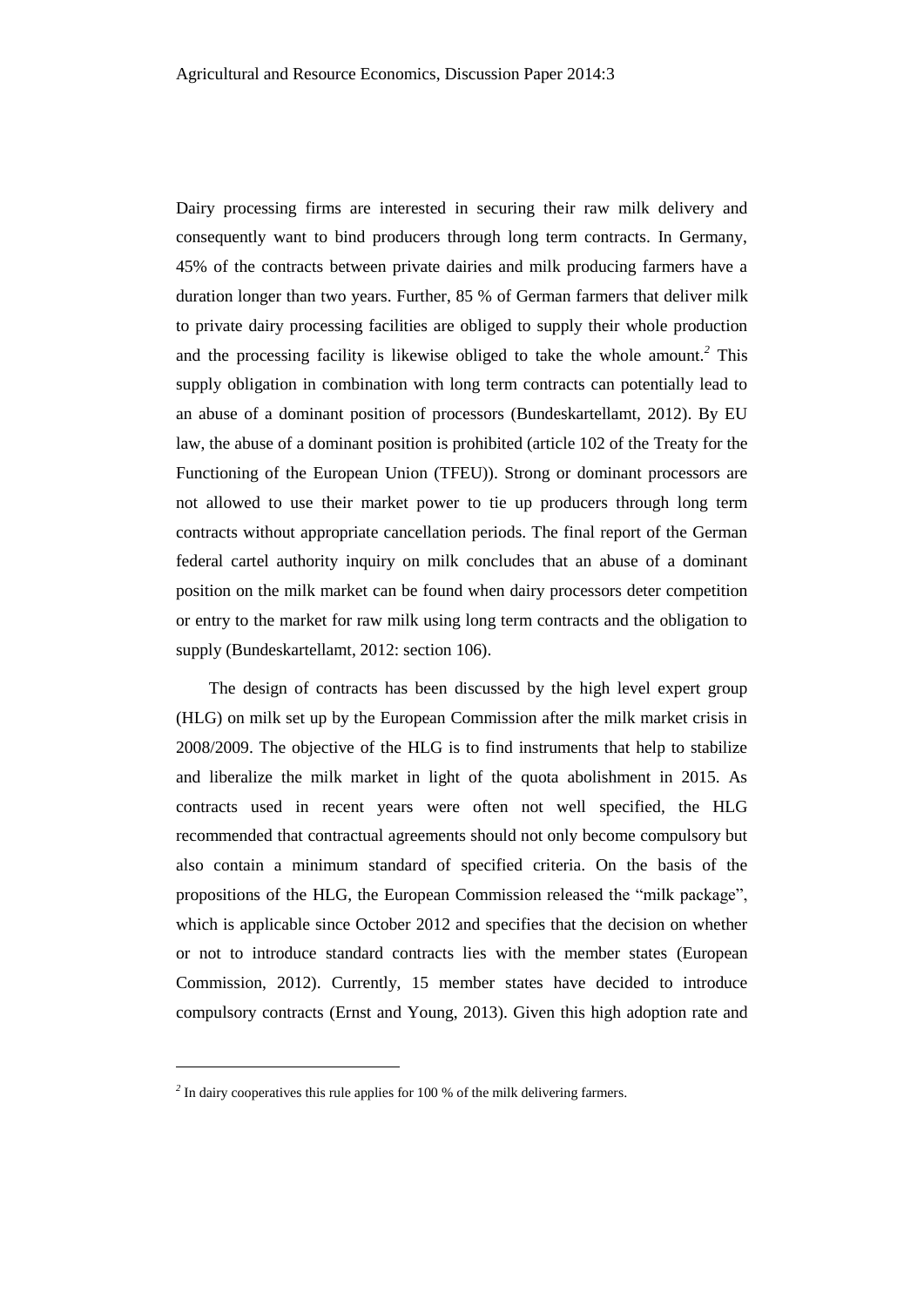Dairy processing firms are interested in securing their raw milk delivery and consequently want to bind producers through long term contracts. In Germany, 45% of the contracts between private dairies and milk producing farmers have a duration longer than two years. Further, 85 % of German farmers that deliver milk to private dairy processing facilities are obliged to supply their whole production and the processing facility is likewise obliged to take the whole amount.[2] This supply obligation in combination with long term contracts can potentially lead to an abuse of a dominant position of processors (Bundeskartellamt, 2012). By EU law, the abuse of a dominant position is prohibited (article 102 of the Treaty for the Functioning of the European Union (TFEU)). Strong or dominant processors are not allowed to use their market power to tie up producers through long term contracts without appropriate cancellation periods. The final report of the German federal cartel authority inquiry on milk concludes that an abuse of a dominant position on the milk market can be found when dairy processors deter competition or entry to the market for raw milk using long term contracts and the obligation to supply (Bundeskartellamt, 2012: section 106).

The design of contracts has been discussed by the high level expert group (HLG) on milk set up by the European Commission after the milk market crisis in 2008/2009. The objective of the HLG is to find instruments that help to stabilize and liberalize the milk market in light of the quota abolishment in 2015. As contracts used in recent years were often not well specified, the HLG recommended that contractual agreements should not only become compulsory but also contain a minimum standard of specified criteria. On the basis of the propositions of the HLG, the European Commission released the "milk package", which is applicable since October 2012 and specifies that the decision on whether or not to introduce standard contracts lies with the member states (European Commission, 2012). Currently, 15 member states have decided to introduce compulsory contracts (Ernst and Young, 2013). Given this high adoption rate and

[2] In dairy cooperatives this rule applies for 100 % of the milk delivering farmers.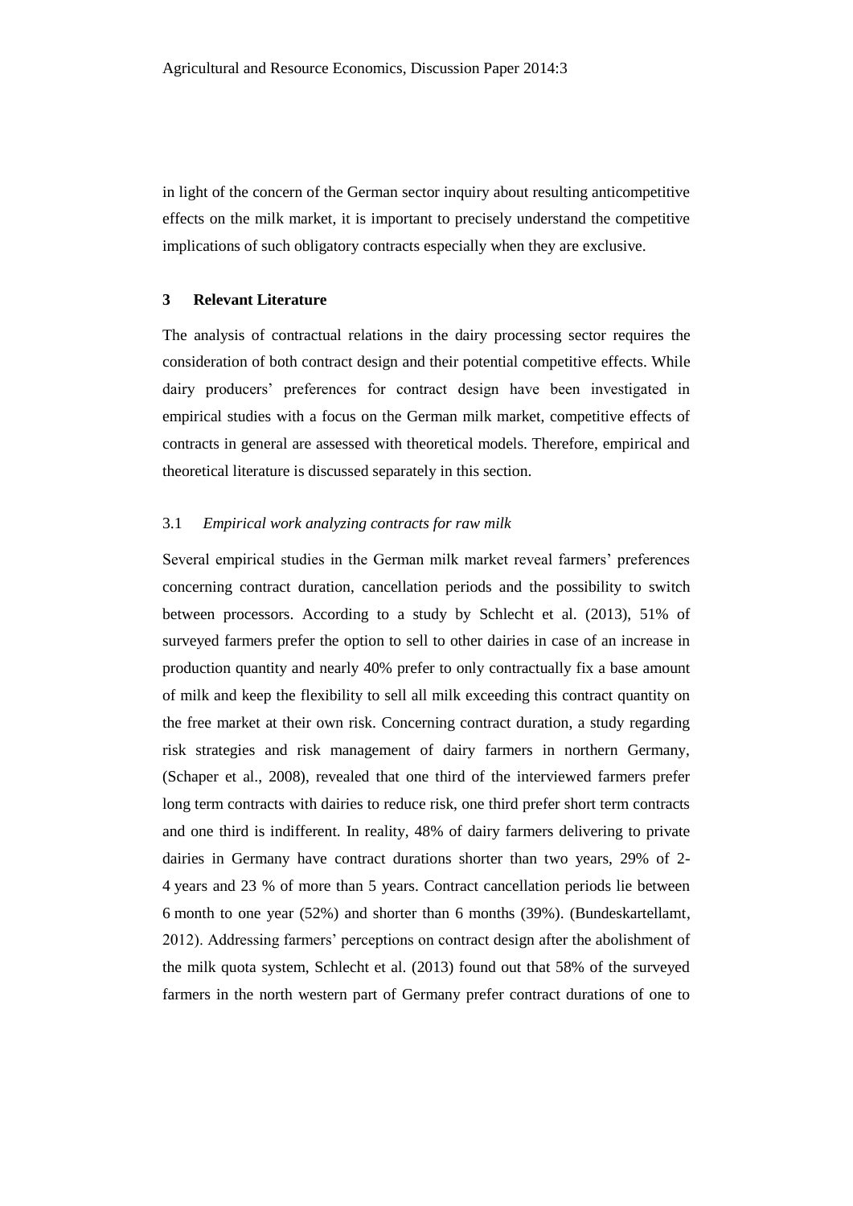in light of the concern of the German sector inquiry about resulting anticompetitive effects on the milk market, it is important to precisely understand the competitive implications of such obligatory contracts especially when they are exclusive.

## 3 Relevant Literature

The analysis of contractual relations in the dairy processing sector requires the consideration of both contract design and their potential competitive effects. While dairy producers' preferences for contract design have been investigated in empirical studies with a focus on the German milk market, competitive effects of contracts in general are assessed with theoretical models. Therefore, empirical and theoretical literature is discussed separately in this section.

### 3.1 *Empirical work analyzing contracts for raw milk*

Several empirical studies in the German milk market reveal farmers' preferences concerning contract duration, cancellation periods and the possibility to switch between processors. According to a study by Schlecht et al. (2013), 51% of surveyed farmers prefer the option to sell to other dairies in case of an increase in production quantity and nearly 40% prefer to only contractually fix a base amount of milk and keep the flexibility to sell all milk exceeding this contract quantity on the free market at their own risk. Concerning contract duration, a study regarding risk strategies and risk management of dairy farmers in northern Germany, (Schaper et al., 2008), revealed that one third of the interviewed farmers prefer long term contracts with dairies to reduce risk, one third prefer short term contracts and one third is indifferent. In reality, 48% of dairy farmers delivering to private dairies in Germany have contract durations shorter than two years, 29% of 2-4 years and 23 % of more than 5 years. Contract cancellation periods lie between 6 month to one year (52%) and shorter than 6 months (39%). (Bundeskartellamt, 2012). Addressing farmers' perceptions on contract design after the abolishment of the milk quota system, Schlecht et al. (2013) found out that 58% of the surveyed farmers in the north western part of Germany prefer contract durations of one to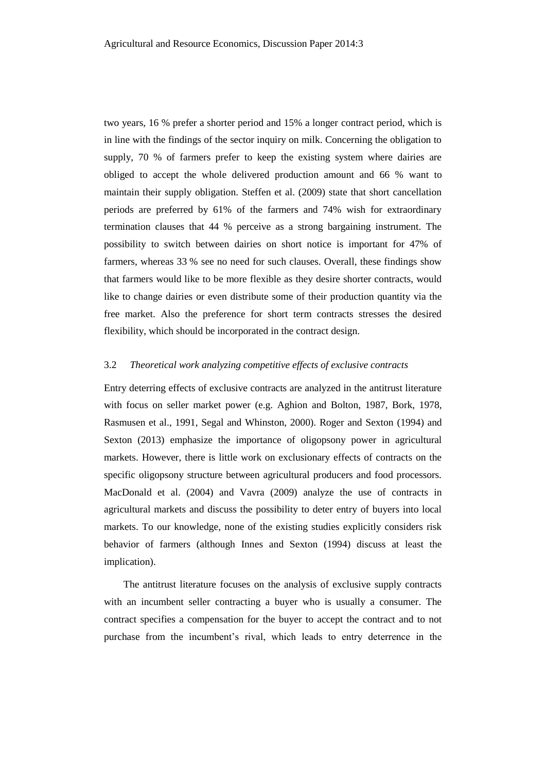two years, 16 % prefer a shorter period and 15% a longer contract period, which is in line with the findings of the sector inquiry on milk. Concerning the obligation to supply, 70 % of farmers prefer to keep the existing system where dairies are obliged to accept the whole delivered production amount and 66 % want to maintain their supply obligation. Steffen et al. (2009) state that short cancellation periods are preferred by 61% of the farmers and 74% wish for extraordinary termination clauses that 44 % perceive as a strong bargaining instrument. The possibility to switch between dairies on short notice is important for 47% of farmers, whereas 33 % see no need for such clauses. Overall, these findings show that farmers would like to be more flexible as they desire shorter contracts, would like to change dairies or even distribute some of their production quantity via the free market. Also the preference for short term contracts stresses the desired flexibility, which should be incorporated in the contract design.

### 3.2 *Theoretical work analyzing competitive effects of exclusive contracts*

Entry deterring effects of exclusive contracts are analyzed in the antitrust literature with focus on seller market power (e.g. Aghion and Bolton, 1987, Bork, 1978, Rasmusen et al., 1991, Segal and Whinston, 2000). Roger and Sexton (1994) and Sexton (2013) emphasize the importance of oligopsony power in agricultural markets. However, there is little work on exclusionary effects of contracts on the specific oligopsony structure between agricultural producers and food processors. MacDonald et al. (2004) and Vavra (2009) analyze the use of contracts in agricultural markets and discuss the possibility to deter entry of buyers into local markets. To our knowledge, none of the existing studies explicitly considers risk behavior of farmers (although Innes and Sexton (1994) discuss at least the implication).

The antitrust literature focuses on the analysis of exclusive supply contracts with an incumbent seller contracting a buyer who is usually a consumer. The contract specifies a compensation for the buyer to accept the contract and to not purchase from the incumbent's rival, which leads to entry deterrence in the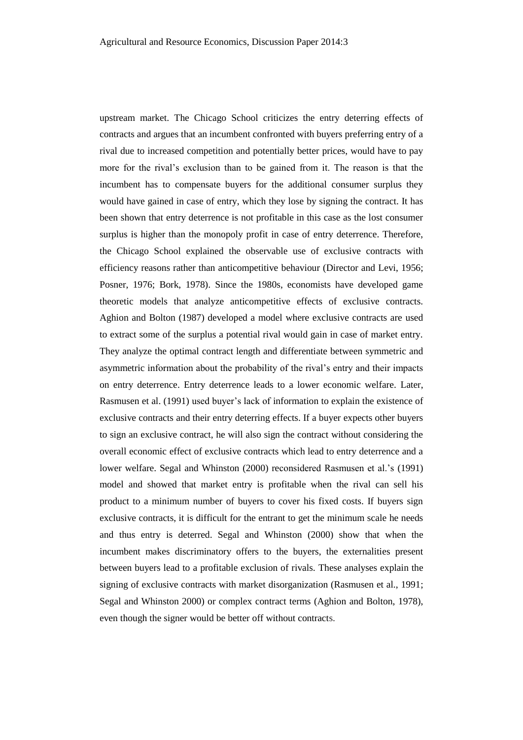upstream market. The Chicago School criticizes the entry deterring effects of contracts and argues that an incumbent confronted with buyers preferring entry of a rival due to increased competition and potentially better prices, would have to pay more for the rival's exclusion than to be gained from it. The reason is that the incumbent has to compensate buyers for the additional consumer surplus they would have gained in case of entry, which they lose by signing the contract. It has been shown that entry deterrence is not profitable in this case as the lost consumer surplus is higher than the monopoly profit in case of entry deterrence. Therefore, the Chicago School explained the observable use of exclusive contracts with efficiency reasons rather than anticompetitive behaviour (Director and Levi, 1956; Posner, 1976; Bork, 1978). Since the 1980s, economists have developed game theoretic models that analyze anticompetitive effects of exclusive contracts. Aghion and Bolton (1987) developed a model where exclusive contracts are used to extract some of the surplus a potential rival would gain in case of market entry. They analyze the optimal contract length and differentiate between symmetric and asymmetric information about the probability of the rival's entry and their impacts on entry deterrence. Entry deterrence leads to a lower economic welfare. Later, Rasmusen et al. (1991) used buyer's lack of information to explain the existence of exclusive contracts and their entry deterring effects. If a buyer expects other buyers to sign an exclusive contract, he will also sign the contract without considering the overall economic effect of exclusive contracts which lead to entry deterrence and a lower welfare. Segal and Whinston (2000) reconsidered Rasmusen et al.'s (1991) model and showed that market entry is profitable when the rival can sell his product to a minimum number of buyers to cover his fixed costs. If buyers sign exclusive contracts, it is difficult for the entrant to get the minimum scale he needs and thus entry is deterred. Segal and Whinston (2000) show that when the incumbent makes discriminatory offers to the buyers, the externalities present between buyers lead to a profitable exclusion of rivals. These analyses explain the signing of exclusive contracts with market disorganization (Rasmusen et al., 1991; Segal and Whinston 2000) or complex contract terms (Aghion and Bolton, 1978), even though the signer would be better off without contracts.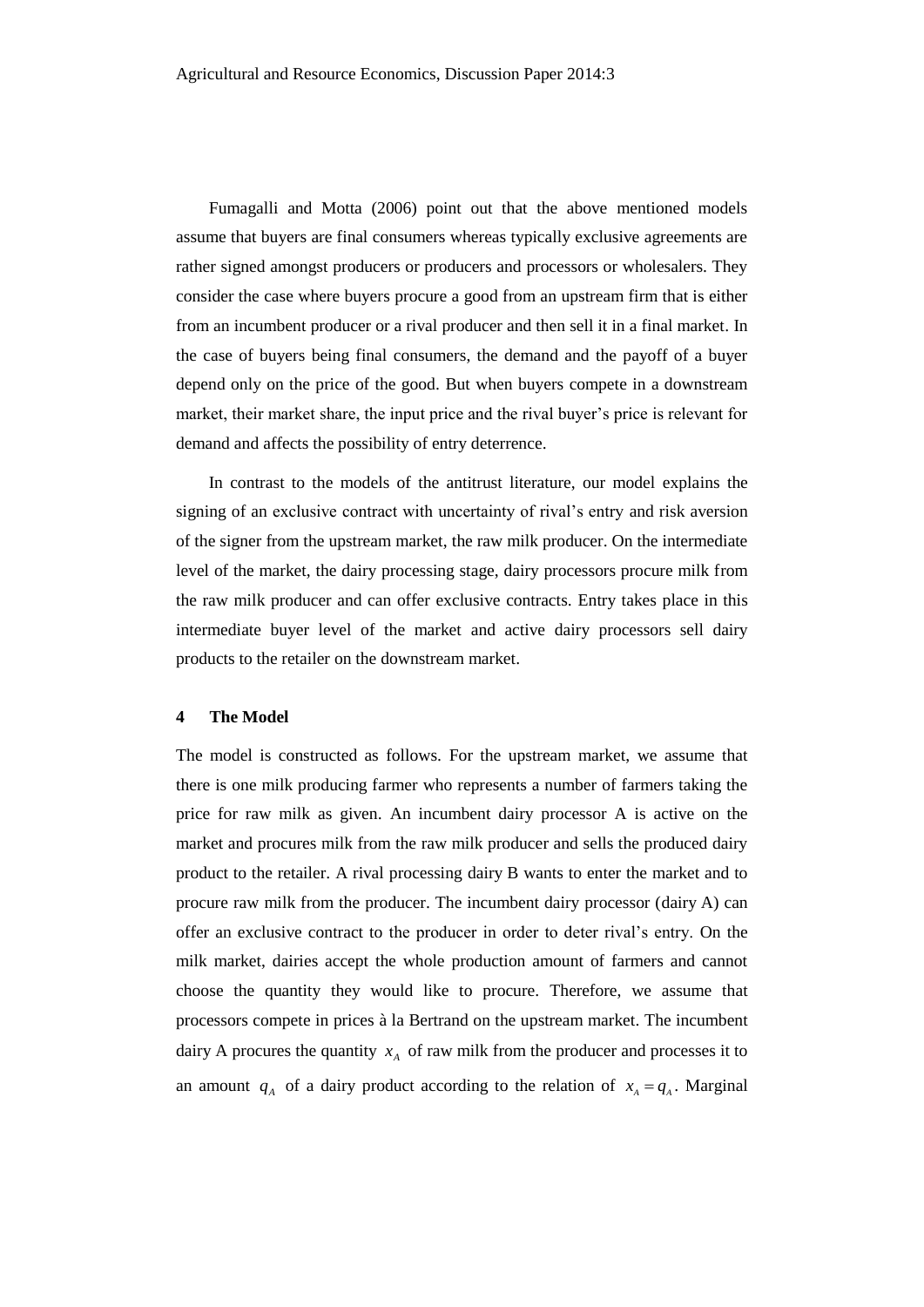Fumagalli and Motta (2006) point out that the above mentioned models assume that buyers are final consumers whereas typically exclusive agreements are rather signed amongst producers or producers and processors or wholesalers. They consider the case where buyers procure a good from an upstream firm that is either from an incumbent producer or a rival producer and then sell it in a final market. In the case of buyers being final consumers, the demand and the payoff of a buyer depend only on the price of the good. But when buyers compete in a downstream market, their market share, the input price and the rival buyer's price is relevant for demand and affects the possibility of entry deterrence.

In contrast to the models of the antitrust literature, our model explains the signing of an exclusive contract with uncertainty of rival's entry and risk aversion of the signer from the upstream market, the raw milk producer. On the intermediate level of the market, the dairy processing stage, dairy processors procure milk from the raw milk producer and can offer exclusive contracts. Entry takes place in this intermediate buyer level of the market and active dairy processors sell dairy products to the retailer on the downstream market.

## 4 The Model

The model is constructed as follows. For the upstream market, we assume that there is one milk producing farmer who represents a number of farmers taking the price for raw milk as given. An incumbent dairy processor A is active on the market and procures milk from the raw milk producer and sells the produced dairy product to the retailer. A rival processing dairy B wants to enter the market and to procure raw milk from the producer. The incumbent dairy processor (dairy A) can offer an exclusive contract to the producer in order to deter rival's entry. On the milk market, dairies accept the whole production amount of farmers and cannot choose the quantity they would like to procure. Therefore, we assume that processors compete in prices à la Bertrand on the upstream market. The incumbent dairy A procures the quantity $x_A$ of raw milk from the producer and processes it to an amount $q_A$ of a dairy product according to the relation of $x_A = q_A$. Marginal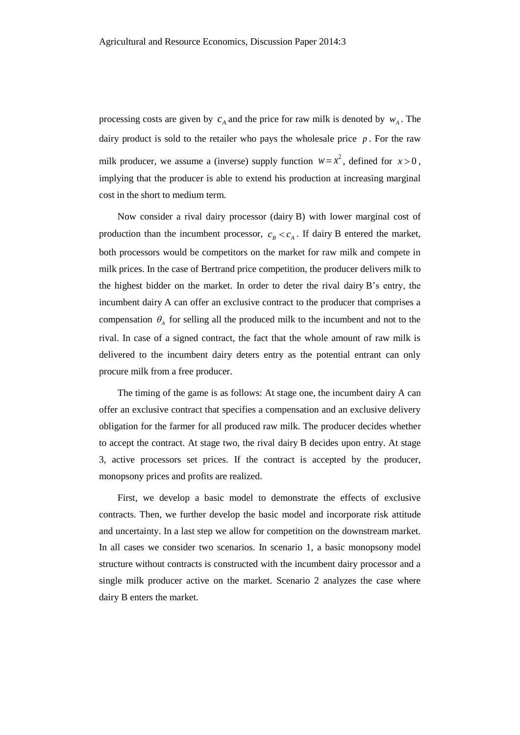processing costs are given by $c_A$ and the price for raw milk is denoted by $w_A$. The dairy product is sold to the retailer who pays the wholesale price $p$. For the raw milk producer, we assume a (inverse) supply function $w = x^2$, defined for $x > 0$, implying that the producer is able to extend his production at increasing marginal cost in the short to medium term.

Now consider a rival dairy processor (dairy B) with lower marginal cost of production than the incumbent processor, $c_B < c_A$. If dairy B entered the market, both processors would be competitors on the market for raw milk and compete in milk prices. In the case of Bertrand price competition, the producer delivers milk to the highest bidder on the market. In order to deter the rival dairy B's entry, the incumbent dairy A can offer an exclusive contract to the producer that comprises a compensation $\theta_A$ for selling all the produced milk to the incumbent and not to the rival. In case of a signed contract, the fact that the whole amount of raw milk is delivered to the incumbent dairy deters entry as the potential entrant can only procure milk from a free producer.

The timing of the game is as follows: At stage one, the incumbent dairy A can offer an exclusive contract that specifies a compensation and an exclusive delivery obligation for the farmer for all produced raw milk. The producer decides whether to accept the contract. At stage two, the rival dairy B decides upon entry. At stage 3, active processors set prices. If the contract is accepted by the producer, monopsony prices and profits are realized.

First, we develop a basic model to demonstrate the effects of exclusive contracts. Then, we further develop the basic model and incorporate risk attitude and uncertainty. In a last step we allow for competition on the downstream market. In all cases we consider two scenarios. In scenario 1, a basic monopsony model structure without contracts is constructed with the incumbent dairy processor and a single milk producer active on the market. Scenario 2 analyzes the case where dairy B enters the market.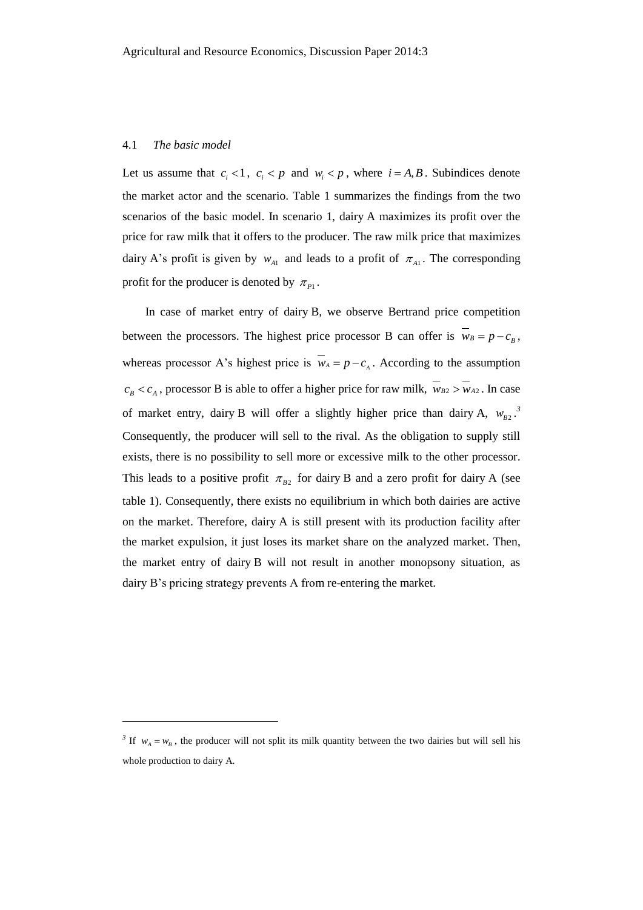## 4.1 *The basic model*

Let us assume that $c_i < 1$, $c_i < p$ and $w_i < p$, where $i = A, B$. Subindices denote the market actor and the scenario. Table 1 summarizes the findings from the two scenarios of the basic model. In scenario 1, dairy A maximizes its profit over the price for raw milk that it offers to the producer. The raw milk price that maximizes dairy A's profit is given by $w_{A1}$ and leads to a profit of $\pi_{A1}$. The corresponding profit for the producer is denoted by $\pi_{P1}$.

In case of market entry of dairy B, we observe Bertrand price competition between the processors. The highest price processor B can offer is $\overline{w}_B = p - c_B$, whereas processor A's highest price is $\overline{w}_A = p - c_A$. According to the assumption $c_B < c_A$, processor B is able to offer a higher price for raw milk, $\overline{w}_{B2} > \overline{w}_{A2}$. In case of market entry, dairy B will offer a slightly higher price than dairy A, $w_{B2}$.[3] Consequently, the producer will sell to the rival. As the obligation to supply still exists, there is no possibility to sell more or excessive milk to the other processor. This leads to a positive profit $\pi_{B2}$ for dairy B and a zero profit for dairy A (see table 1). Consequently, there exists no equilibrium in which both dairies are active on the market. Therefore, dairy A is still present with its production facility after the market expulsion, it just loses its market share on the analyzed market. Then, the market entry of dairy B will not result in another monopsony situation, as dairy B's pricing strategy prevents A from re-entering the market.

---

[3] If $w_A = w_B$, the producer will not split its milk quantity between the two dairies but will sell his whole production to dairy A.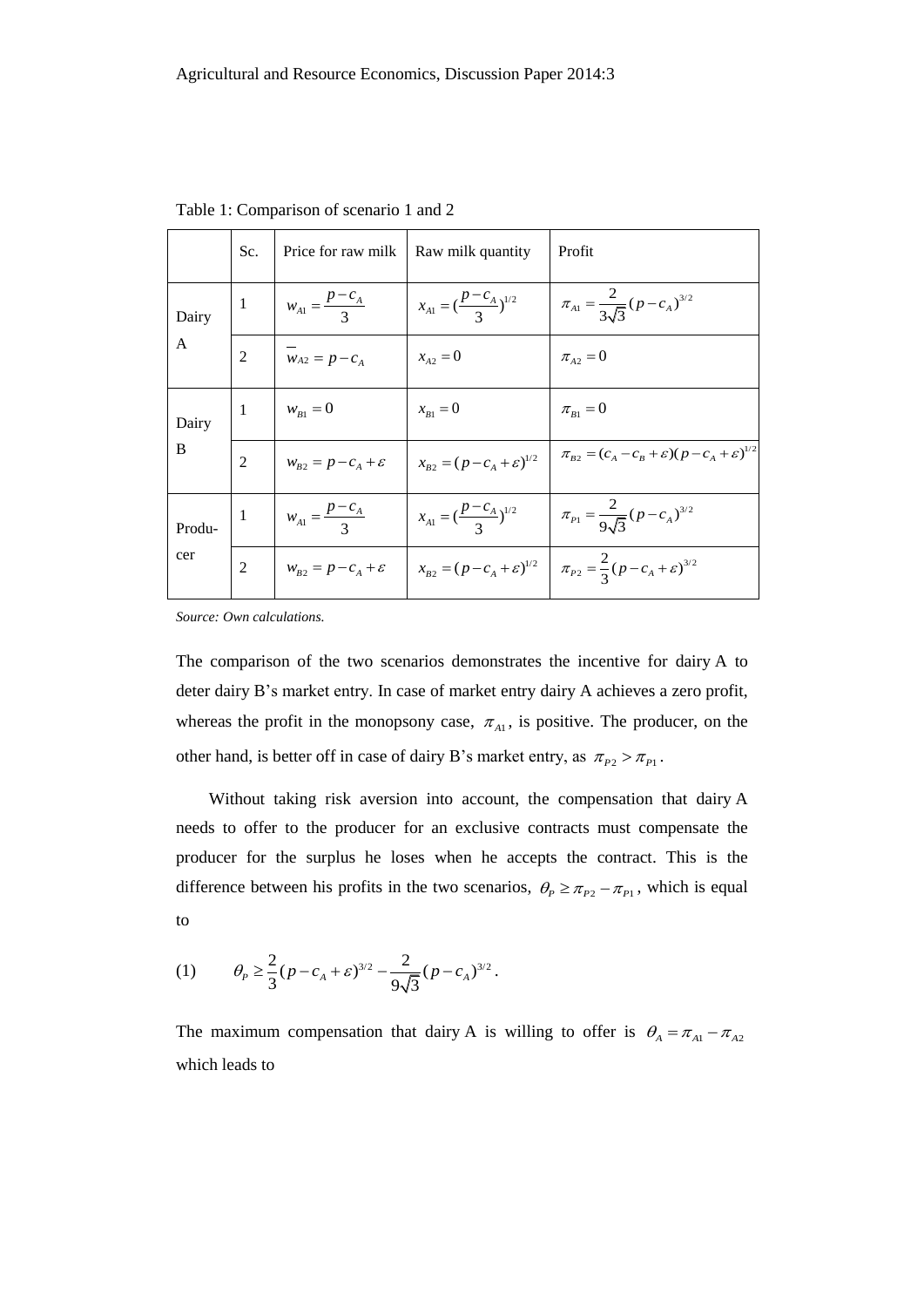Table 1: Comparison of scenario 1 and 2

| | Sc. | Price for raw milk | Raw milk quantity | Profit |
|---|---|---|---|---|
| Dairy A | 1 | $w_{A1} = \frac{p - c_A}{3}$ | $x_{A1} = (\frac{p - c_A}{3})^{1/2}$ | $\pi_{A1} = \frac{2}{3\sqrt{3}}(p - c_A)^{3/2}$ |
| | 2 | $\overline{w}_{A2} = p - c_A$ | $x_{A2} = 0$ | $\pi_{A2} = 0$ |
| Dairy B | 1 | $w_{B1} = 0$ | $x_{B1} = 0$ | $\pi_{B1} = 0$ |
| | 2 | $w_{B2} = p - c_A + \varepsilon$ | $x_{B2} = (p - c_A + \varepsilon)^{1/2}$ | $\pi_{B2} = (c_A - c_B + \varepsilon)(p - c_A + \varepsilon)^{1/2}$ |
| Producer | 1 | $w_{A1} = \frac{p - c_A}{3}$ | $x_{A1} = (\frac{p - c_A}{3})^{1/2}$ | $\pi_{P1} = \frac{2}{9\sqrt{3}}(p - c_A)^{3/2}$ |
| | 2 | $w_{B2} = p - c_A + \varepsilon$ | $x_{B2} = (p - c_A + \varepsilon)^{1/2}$ | $\pi_{P2} = \frac{2}{3}(p - c_A + \varepsilon)^{3/2}$ |

*Source: Own calculations.*

The comparison of the two scenarios demonstrates the incentive for dairy A to deter dairy B's market entry. In case of market entry dairy A achieves a zero profit, whereas the profit in the monopsony case, $\pi_{A1}$, is positive. The producer, on the other hand, is better off in case of dairy B's market entry, as $\pi_{P2} > \pi_{P1}$.

Without taking risk aversion into account, the compensation that dairy A needs to offer to the producer for an exclusive contracts must compensate the producer for the surplus he loses when he accepts the contract. This is the difference between his profits in the two scenarios, $\theta_P \geq \pi_{P2} - \pi_{P1}$, which is equal to

$$(1) \qquad \theta_P \geq \frac{2}{3}(p - c_A + \varepsilon)^{3/2} - \frac{2}{9\sqrt{3}}(p - c_A)^{3/2}.$$

The maximum compensation that dairy A is willing to offer is $\theta_A = \pi_{A1} - \pi_{A2}$ which leads to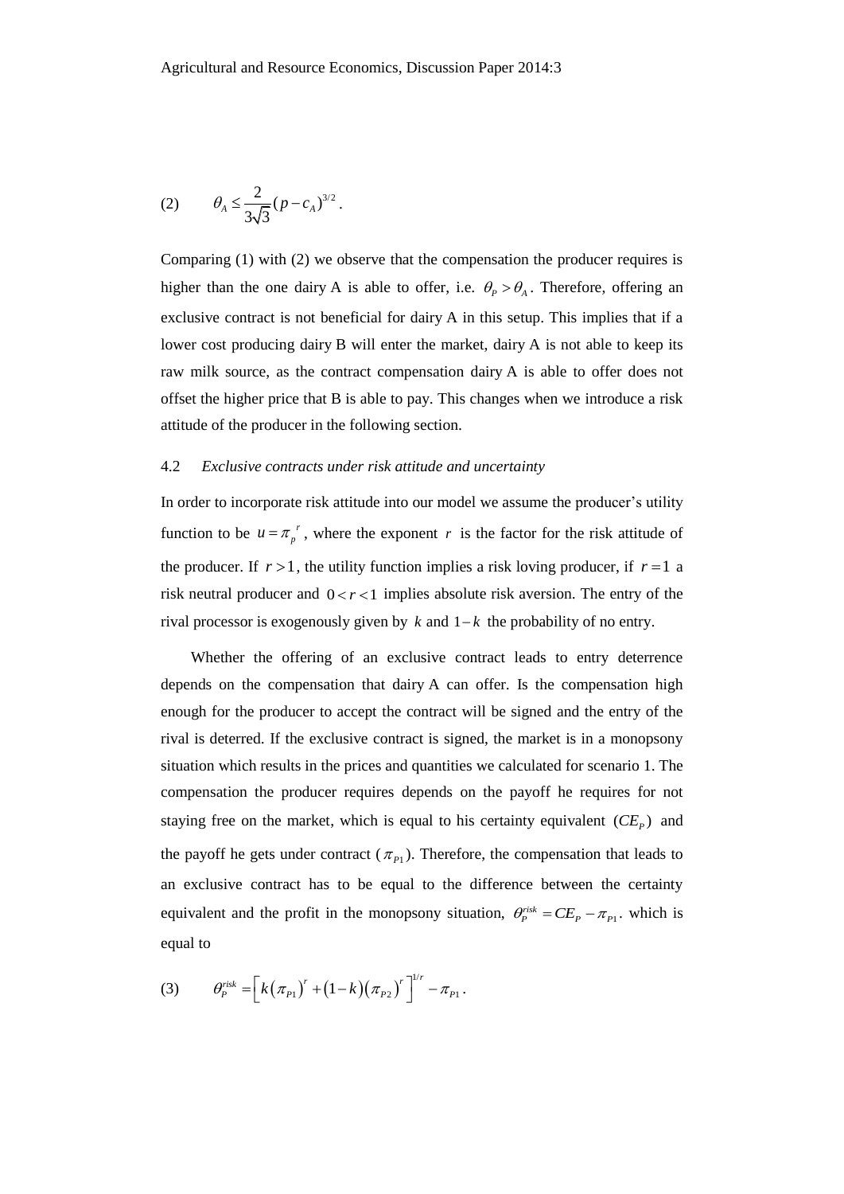$$(2) \qquad \theta_A \leq \frac{2}{3\sqrt{3}}(p - c_A)^{3/2}.$$

Comparing (1) with (2) we observe that the compensation the producer requires is higher than the one dairy A is able to offer, i.e. $\theta_P > \theta_A$. Therefore, offering an exclusive contract is not beneficial for dairy A in this setup. This implies that if a lower cost producing dairy B will enter the market, dairy A is not able to keep its raw milk source, as the contract compensation dairy A is able to offer does not offset the higher price that B is able to pay. This changes when we introduce a risk attitude of the producer in the following section.

### 4.2 *Exclusive contracts under risk attitude and uncertainty*

In order to incorporate risk attitude into our model we assume the producer's utility function to be $u = \pi_p^{\,r}$, where the exponent $r$ is the factor for the risk attitude of the producer. If $r > 1$, the utility function implies a risk loving producer, if $r = 1$ a risk neutral producer and $0 < r < 1$ implies absolute risk aversion. The entry of the rival processor is exogenously given by $k$ and $1-k$ the probability of no entry.

Whether the offering of an exclusive contract leads to entry deterrence depends on the compensation that dairy A can offer. Is the compensation high enough for the producer to accept the contract will be signed and the entry of the rival is deterred. If the exclusive contract is signed, the market is in a monopsony situation which results in the prices and quantities we calculated for scenario 1. The compensation the producer requires depends on the payoff he requires for not staying free on the market, which is equal to his certainty equivalent $(CE_P)$ and the payoff he gets under contract ($\pi_{P1}$). Therefore, the compensation that leads to an exclusive contract has to be equal to the difference between the certainty equivalent and the profit in the monopsony situation, $\theta_P^{risk} = CE_P - \pi_{P1}$. which is equal to

$$(3) \qquad \theta_P^{risk} = \left[ k\left(\pi_{P1}\right)^r + \left(1-k\right)\left(\pi_{P2}\right)^r \right]^{1/r} - \pi_{P1}.$$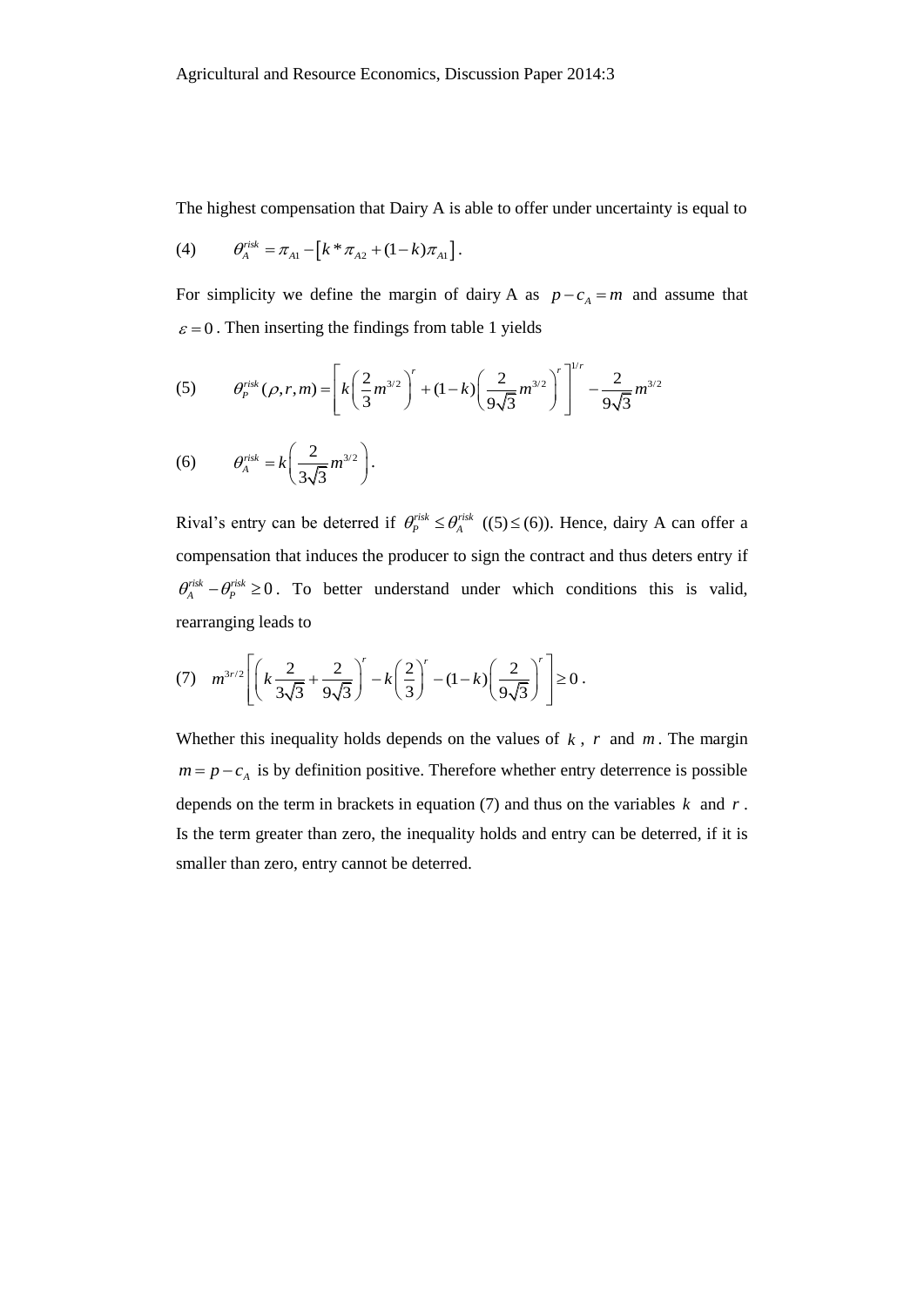The highest compensation that Dairy A is able to offer under uncertainty is equal to

$$\text{(4)} \qquad \theta_A^{risk} = \pi_{A1} - \left[ k * \pi_{A2} + (1-k)\pi_{A1} \right].$$

For simplicity we define the margin of dairy A as $p - c_A = m$ and assume that $\varepsilon = 0$. Then inserting the findings from table 1 yields

$$\text{(5)} \qquad \theta_P^{risk}(\rho, r, m) = \left[ k \left( \frac{2}{3} m^{3/2} \right)^r + (1-k) \left( \frac{2}{9\sqrt{3}} m^{3/2} \right)^r \right]^{1/r} - \frac{2}{9\sqrt{3}} m^{3/2}$$

$$\text{(6)} \qquad \theta_A^{risk} = k \left( \frac{2}{3\sqrt{3}} m^{3/2} \right).$$

Rival's entry can be deterred if $\theta_P^{risk} \leq \theta_A^{risk}$ $((5) \leq (6))$. Hence, dairy A can offer a compensation that induces the producer to sign the contract and thus deters entry if $\theta_A^{risk} - \theta_P^{risk} \geq 0$. To better understand under which conditions this is valid, rearranging leads to

$$\text{(7)} \quad m^{3r/2} \left[ \left( k \frac{2}{3\sqrt{3}} + \frac{2}{9\sqrt{3}} \right)^r - k \left( \frac{2}{3} \right)^r - (1-k) \left( \frac{2}{9\sqrt{3}} \right)^r \right] \geq 0 .$$

Whether this inequality holds depends on the values of $k$, $r$ and $m$. The margin $m = p - c_A$ is by definition positive. Therefore whether entry deterrence is possible depends on the term in brackets in equation (7) and thus on the variables $k$ and $r$. Is the term greater than zero, the inequality holds and entry can be deterred, if it is smaller than zero, entry cannot be deterred.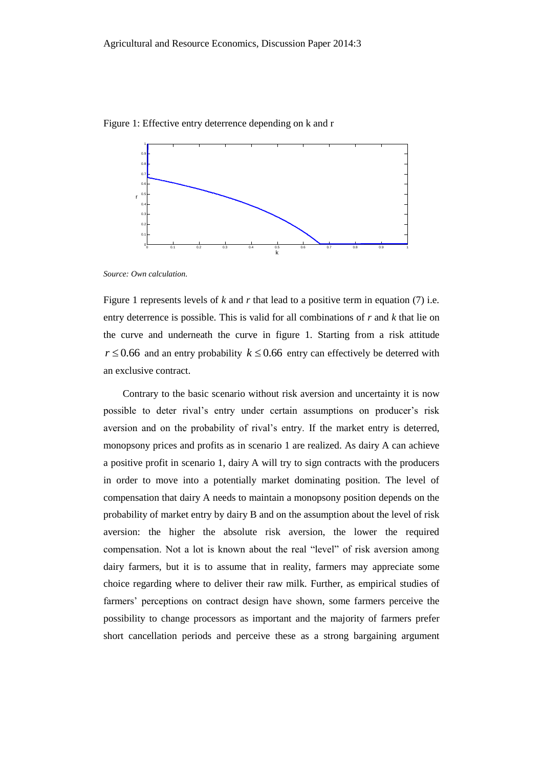Figure 1: Effective entry deterrence depending on k and r

*Source: Own calculation.*

Figure 1 represents levels of $k$ and $r$ that lead to a positive term in equation (7) i.e. entry deterrence is possible. This is valid for all combinations of $r$ and $k$ that lie on the curve and underneath the curve in figure 1. Starting from a risk attitude $r \leq 0.66$ and an entry probability $k \leq 0.66$ entry can effectively be deterred with an exclusive contract.

Contrary to the basic scenario without risk aversion and uncertainty it is now possible to deter rival's entry under certain assumptions on producer's risk aversion and on the probability of rival's entry. If the market entry is deterred, monopsony prices and profits as in scenario 1 are realized. As dairy A can achieve a positive profit in scenario 1, dairy A will try to sign contracts with the producers in order to move into a potentially market dominating position. The level of compensation that dairy A needs to maintain a monopsony position depends on the probability of market entry by dairy B and on the assumption about the level of risk aversion: the higher the absolute risk aversion, the lower the required compensation. Not a lot is known about the real "level" of risk aversion among dairy farmers, but it is to assume that in reality, farmers may appreciate some choice regarding where to deliver their raw milk. Further, as empirical studies of farmers' perceptions on contract design have shown, some farmers perceive the possibility to change processors as important and the majority of farmers prefer short cancellation periods and perceive these as a strong bargaining argument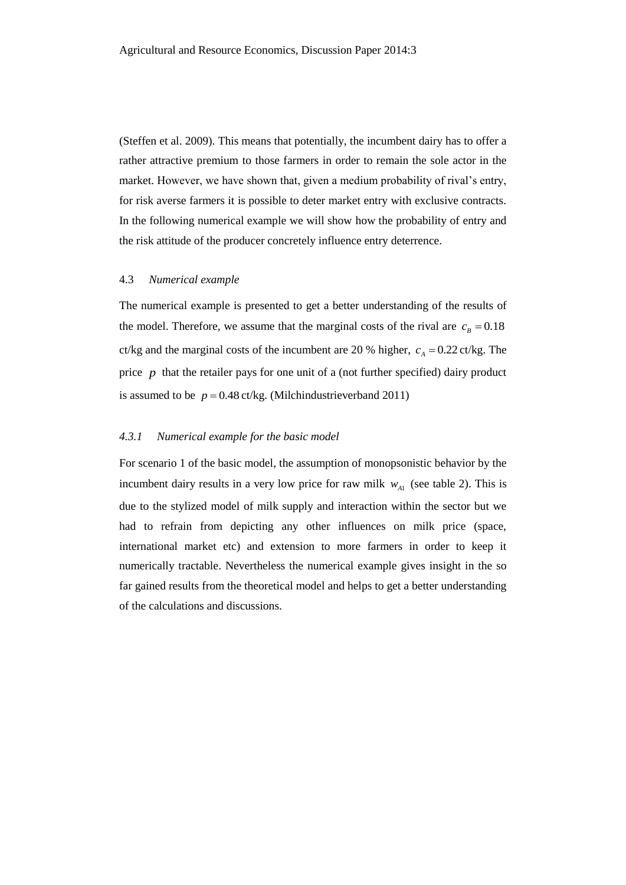(Steffen et al. 2009). This means that potentially, the incumbent dairy has to offer a rather attractive premium to those farmers in order to remain the sole actor in the market. However, we have shown that, given a medium probability of rival's entry, for risk averse farmers it is possible to deter market entry with exclusive contracts. In the following numerical example we will show how the probability of entry and the risk attitude of the producer concretely influence entry deterrence.

### 4.3 *Numerical example*

The numerical example is presented to get a better understanding of the results of the model. Therefore, we assume that the marginal costs of the rival are $c_B = 0.18$ ct/kg and the marginal costs of the incumbent are 20 % higher, $c_A = 0.22$ ct/kg. The price $p$ that the retailer pays for one unit of a (not further specified) dairy product is assumed to be $p = 0.48$ ct/kg. (Milchindustrieverband 2011)

#### *4.3.1 Numerical example for the basic model*

For scenario 1 of the basic model, the assumption of monopsonistic behavior by the incumbent dairy results in a very low price for raw milk $w_{A1}$ (see table 2). This is due to the stylized model of milk supply and interaction within the sector but we had to refrain from depicting any other influences on milk price (space, international market etc) and extension to more farmers in order to keep it numerically tractable. Nevertheless the numerical example gives insight in the so far gained results from the theoretical model and helps to get a better understanding of the calculations and discussions.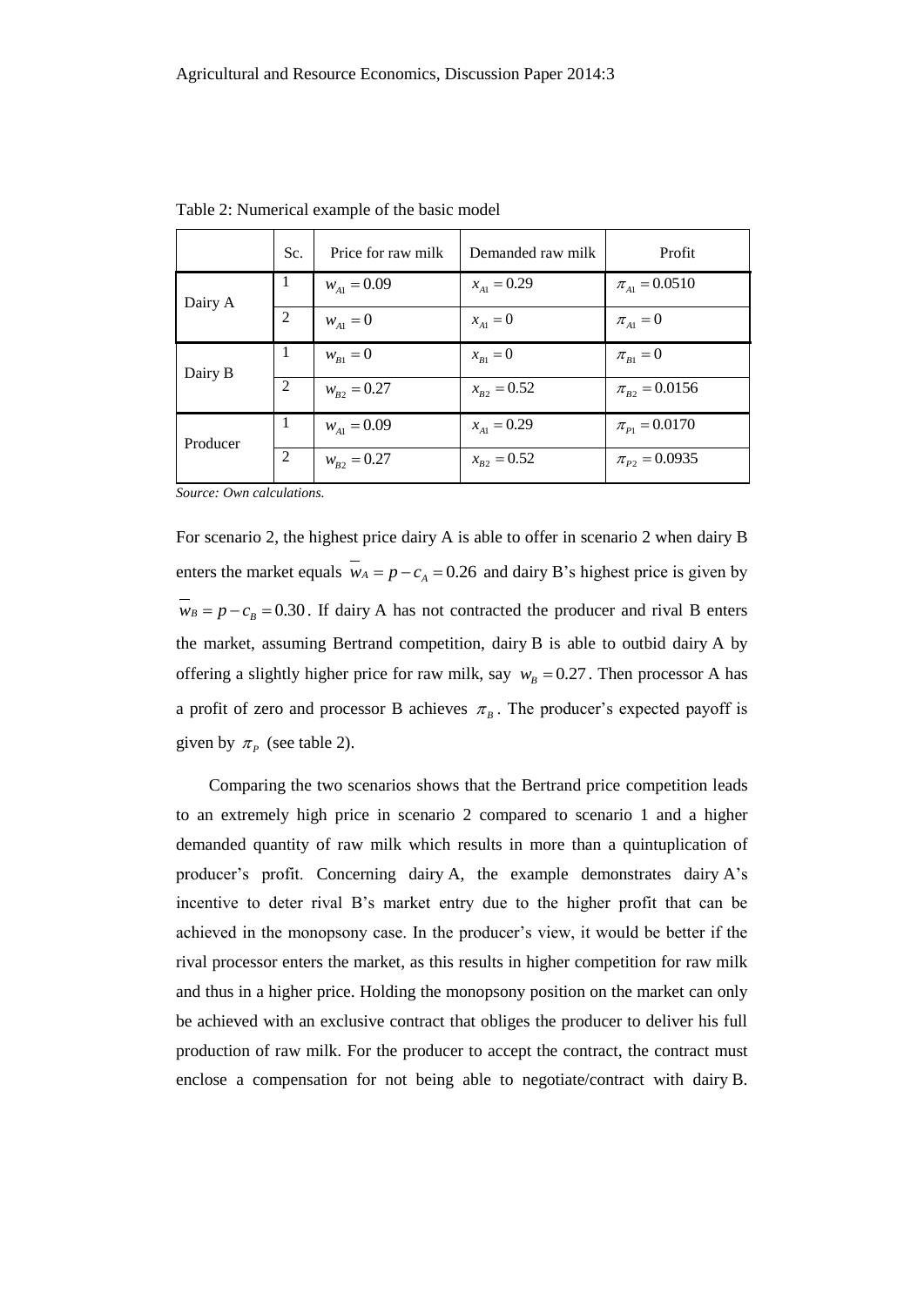Table 2: Numerical example of the basic model

| | Sc. | Price for raw milk | Demanded raw milk | Profit |
|---|---|---|---|---|
| Dairy A | 1 | $w_{A1} = 0.09$ | $x_{A1} = 0.29$ | $\pi_{A1} = 0.0510$ |
| | 2 | $w_{A1} = 0$ | $x_{A1} = 0$ | $\pi_{A1} = 0$ |
| Dairy B | 1 | $w_{B1} = 0$ | $x_{B1} = 0$ | $\pi_{B1} = 0$ |
| | 2 | $w_{B2} = 0.27$ | $x_{B2} = 0.52$ | $\pi_{B2} = 0.0156$ |
| Producer | 1 | $w_{A1} = 0.09$ | $x_{A1} = 0.29$ | $\pi_{P1} = 0.0170$ |
| | 2 | $w_{B2} = 0.27$ | $x_{B2} = 0.52$ | $\pi_{P2} = 0.0935$ |

*Source: Own calculations.*

For scenario 2, the highest price dairy A is able to offer in scenario 2 when dairy B enters the market equals $\overline{w}_A = p - c_A = 0.26$ and dairy B's highest price is given by $\overline{w}_B = p - c_B = 0.30$. If dairy A has not contracted the producer and rival B enters the market, assuming Bertrand competition, dairy B is able to outbid dairy A by offering a slightly higher price for raw milk, say $w_B = 0.27$. Then processor A has a profit of zero and processor B achieves $\pi_B$. The producer's expected payoff is given by $\pi_P$ (see table 2).

Comparing the two scenarios shows that the Bertrand price competition leads to an extremely high price in scenario 2 compared to scenario 1 and a higher demanded quantity of raw milk which results in more than a quintuplication of producer's profit. Concerning dairy A, the example demonstrates dairy A's incentive to deter rival B's market entry due to the higher profit that can be achieved in the monopsony case. In the producer's view, it would be better if the rival processor enters the market, as this results in higher competition for raw milk and thus in a higher price. Holding the monopsony position on the market can only be achieved with an exclusive contract that obliges the producer to deliver his full production of raw milk. For the producer to accept the contract, the contract must enclose a compensation for not being able to negotiate/contract with dairy B.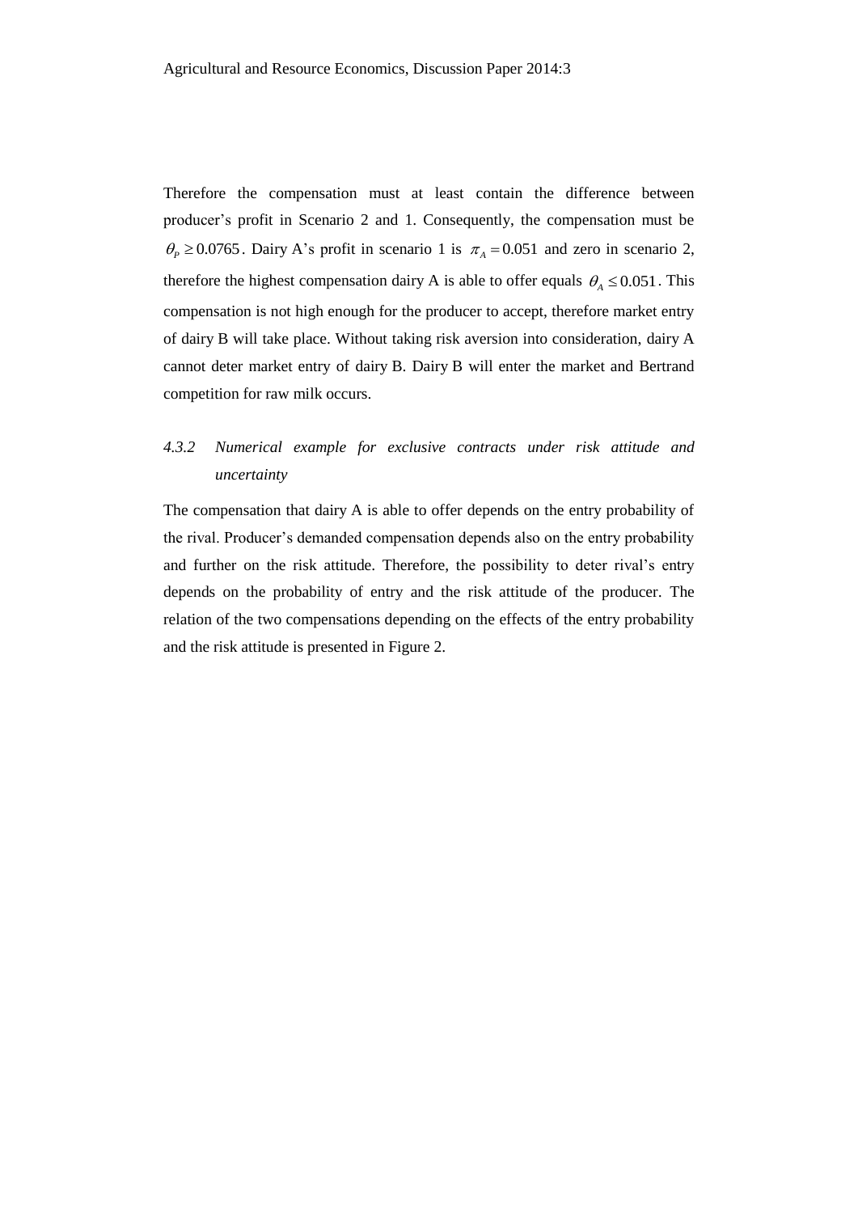Therefore the compensation must at least contain the difference between producer's profit in Scenario 2 and 1. Consequently, the compensation must be $\theta_P \geq 0.0765$. Dairy A's profit in scenario 1 is $\pi_A = 0.051$ and zero in scenario 2, therefore the highest compensation dairy A is able to offer equals $\theta_A \leq 0.051$. This compensation is not high enough for the producer to accept, therefore market entry of dairy B will take place. Without taking risk aversion into consideration, dairy A cannot deter market entry of dairy B. Dairy B will enter the market and Bertrand competition for raw milk occurs.

### *4.3.2 Numerical example for exclusive contracts under risk attitude and uncertainty*

The compensation that dairy A is able to offer depends on the entry probability of the rival. Producer's demanded compensation depends also on the entry probability and further on the risk attitude. Therefore, the possibility to deter rival's entry depends on the probability of entry and the risk attitude of the producer. The relation of the two compensations depending on the effects of the entry probability and the risk attitude is presented in Figure 2.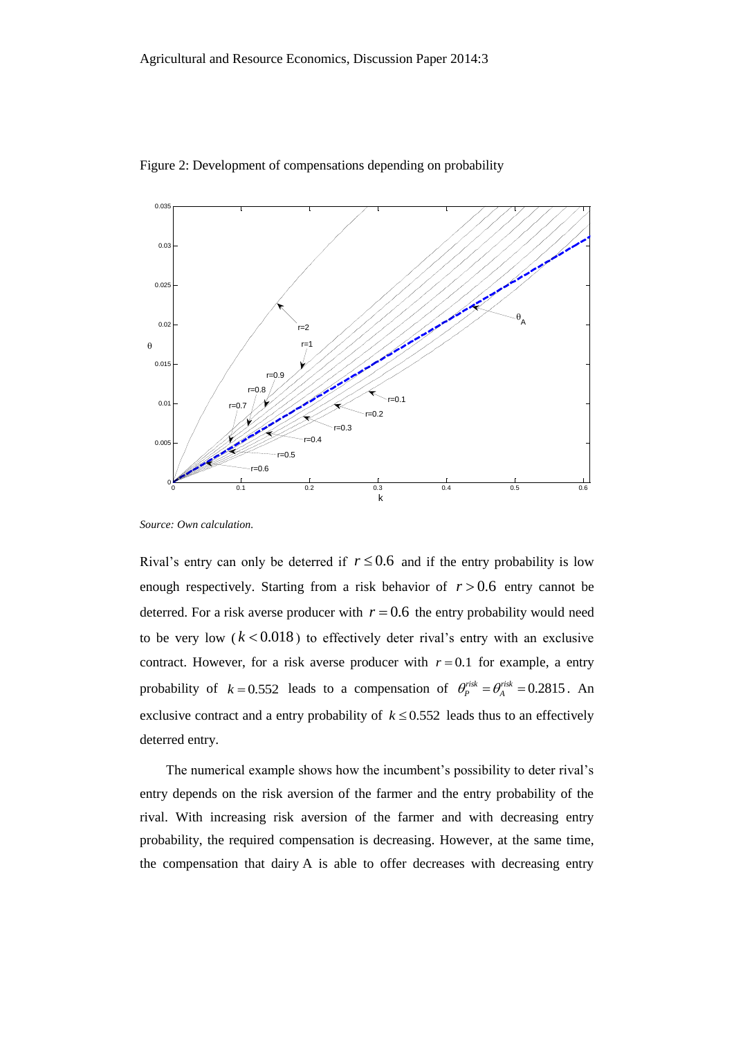Figure 2: Development of compensations depending on probability

*Source: Own calculation.*

Rival's entry can only be deterred if $r \leq 0.6$ and if the entry probability is low enough respectively. Starting from a risk behavior of $r > 0.6$ entry cannot be deterred. For a risk averse producer with $r = 0.6$ the entry probability would need to be very low ($k < 0.018$) to effectively deter rival's entry with an exclusive contract. However, for a risk averse producer with $r = 0.1$ for example, a entry probability of $k = 0.552$ leads to a compensation of $\theta_P^{risk} = \theta_A^{risk} = 0.2815$. An exclusive contract and a entry probability of $k \leq 0.552$ leads thus to an effectively deterred entry.

The numerical example shows how the incumbent's possibility to deter rival's entry depends on the risk aversion of the farmer and the entry probability of the rival. With increasing risk aversion of the farmer and with decreasing entry probability, the required compensation is decreasing. However, at the same time, the compensation that dairy A is able to offer decreases with decreasing entry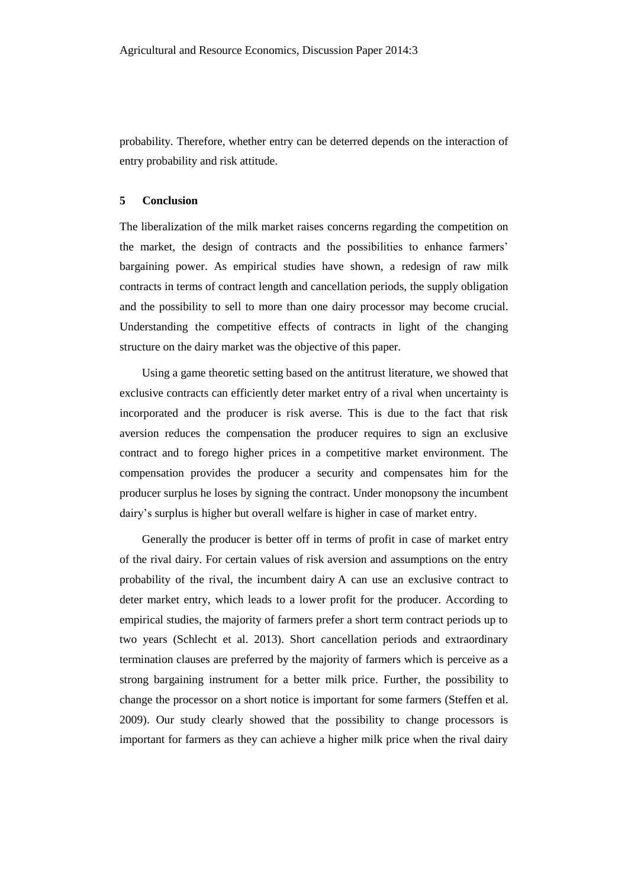probability. Therefore, whether entry can be deterred depends on the interaction of entry probability and risk attitude.

## 5 Conclusion

The liberalization of the milk market raises concerns regarding the competition on the market, the design of contracts and the possibilities to enhance farmers' bargaining power. As empirical studies have shown, a redesign of raw milk contracts in terms of contract length and cancellation periods, the supply obligation and the possibility to sell to more than one dairy processor may become crucial. Understanding the competitive effects of contracts in light of the changing structure on the dairy market was the objective of this paper.

Using a game theoretic setting based on the antitrust literature, we showed that exclusive contracts can efficiently deter market entry of a rival when uncertainty is incorporated and the producer is risk averse. This is due to the fact that risk aversion reduces the compensation the producer requires to sign an exclusive contract and to forego higher prices in a competitive market environment. The compensation provides the producer a security and compensates him for the producer surplus he loses by signing the contract. Under monopsony the incumbent dairy's surplus is higher but overall welfare is higher in case of market entry.

Generally the producer is better off in terms of profit in case of market entry of the rival dairy. For certain values of risk aversion and assumptions on the entry probability of the rival, the incumbent dairy A can use an exclusive contract to deter market entry, which leads to a lower profit for the producer. According to empirical studies, the majority of farmers prefer a short term contract periods up to two years (Schlecht et al. 2013). Short cancellation periods and extraordinary termination clauses are preferred by the majority of farmers which is perceive as a strong bargaining instrument for a better milk price. Further, the possibility to change the processor on a short notice is important for some farmers (Steffen et al. 2009). Our study clearly showed that the possibility to change processors is important for farmers as they can achieve a higher milk price when the rival dairy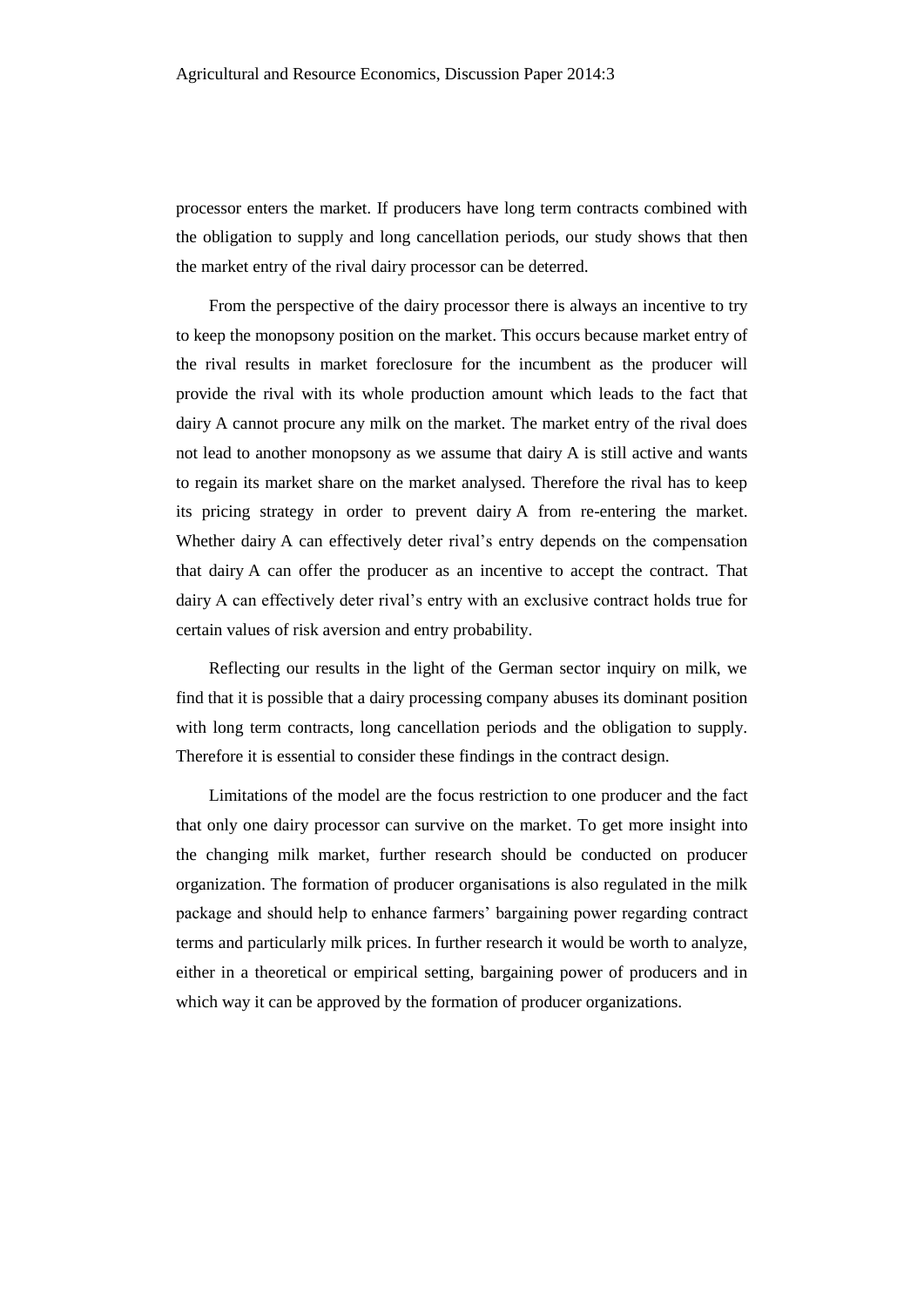processor enters the market. If producers have long term contracts combined with the obligation to supply and long cancellation periods, our study shows that then the market entry of the rival dairy processor can be deterred.

From the perspective of the dairy processor there is always an incentive to try to keep the monopsony position on the market. This occurs because market entry of the rival results in market foreclosure for the incumbent as the producer will provide the rival with its whole production amount which leads to the fact that dairy A cannot procure any milk on the market. The market entry of the rival does not lead to another monopsony as we assume that dairy A is still active and wants to regain its market share on the market analysed. Therefore the rival has to keep its pricing strategy in order to prevent dairy A from re-entering the market. Whether dairy A can effectively deter rival's entry depends on the compensation that dairy A can offer the producer as an incentive to accept the contract. That dairy A can effectively deter rival's entry with an exclusive contract holds true for certain values of risk aversion and entry probability.

Reflecting our results in the light of the German sector inquiry on milk, we find that it is possible that a dairy processing company abuses its dominant position with long term contracts, long cancellation periods and the obligation to supply. Therefore it is essential to consider these findings in the contract design.

Limitations of the model are the focus restriction to one producer and the fact that only one dairy processor can survive on the market. To get more insight into the changing milk market, further research should be conducted on producer organization. The formation of producer organisations is also regulated in the milk package and should help to enhance farmers' bargaining power regarding contract terms and particularly milk prices. In further research it would be worth to analyze, either in a theoretical or empirical setting, bargaining power of producers and in which way it can be approved by the formation of producer organizations.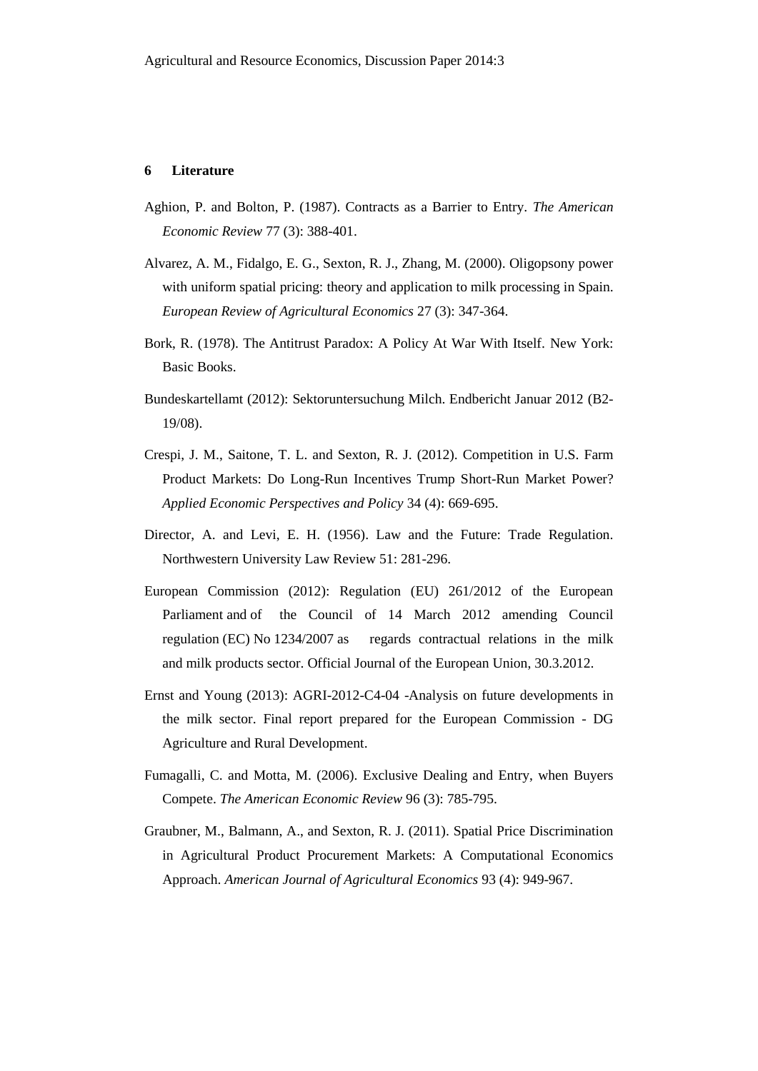## 6 Literature

Aghion, P. and Bolton, P. (1987). Contracts as a Barrier to Entry. *The American Economic Review* 77 (3): 388-401.

Alvarez, A. M., Fidalgo, E. G., Sexton, R. J., Zhang, M. (2000). Oligopsony power with uniform spatial pricing: theory and application to milk processing in Spain. *European Review of Agricultural Economics* 27 (3): 347-364.

Bork, R. (1978). The Antitrust Paradox: A Policy At War With Itself. New York: Basic Books.

Bundeskartellamt (2012): Sektoruntersuchung Milch. Endbericht Januar 2012 (B2-19/08).

Crespi, J. M., Saitone, T. L. and Sexton, R. J. (2012). Competition in U.S. Farm Product Markets: Do Long-Run Incentives Trump Short-Run Market Power? *Applied Economic Perspectives and Policy* 34 (4): 669-695.

Director, A. and Levi, E. H. (1956). Law and the Future: Trade Regulation. Northwestern University Law Review 51: 281-296.

European Commission (2012): Regulation (EU) 261/2012 of the European Parliament and of the Council of 14 March 2012 amending Council regulation (EC) No 1234/2007 as regards contractual relations in the milk and milk products sector. Official Journal of the European Union, 30.3.2012.

Ernst and Young (2013): AGRI-2012-C4-04 -Analysis on future developments in the milk sector. Final report prepared for the European Commission - DG Agriculture and Rural Development.

Fumagalli, C. and Motta, M. (2006). Exclusive Dealing and Entry, when Buyers Compete. *The American Economic Review* 96 (3): 785-795.

Graubner, M., Balmann, A., and Sexton, R. J. (2011). Spatial Price Discrimination in Agricultural Product Procurement Markets: A Computational Economics Approach. *American Journal of Agricultural Economics* 93 (4): 949-967.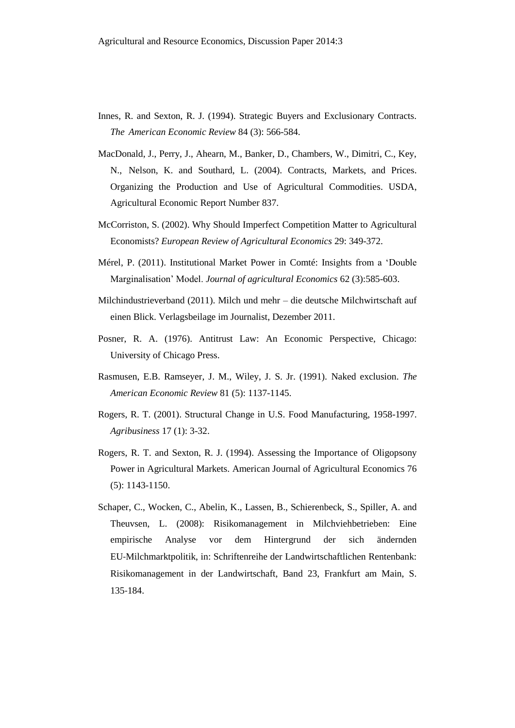Innes, R. and Sexton, R. J. (1994). Strategic Buyers and Exclusionary Contracts. *The American Economic Review* 84 (3): 566-584.

MacDonald, J., Perry, J., Ahearn, M., Banker, D., Chambers, W., Dimitri, C., Key, N., Nelson, K. and Southard, L. (2004). Contracts, Markets, and Prices. Organizing the Production and Use of Agricultural Commodities. USDA, Agricultural Economic Report Number 837.

McCorriston, S. (2002). Why Should Imperfect Competition Matter to Agricultural Economists? *European Review of Agricultural Economics* 29: 349-372.

Mérel, P. (2011). Institutional Market Power in Comté: Insights from a 'Double Marginalisation' Model. *Journal of agricultural Economics* 62 (3):585-603.

Milchindustrieverband (2011). Milch und mehr – die deutsche Milchwirtschaft auf einen Blick. Verlagsbeilage im Journalist, Dezember 2011.

Posner, R. A. (1976). Antitrust Law: An Economic Perspective, Chicago: University of Chicago Press.

Rasmusen, E.B. Ramseyer, J. M., Wiley, J. S. Jr. (1991). Naked exclusion. *The American Economic Review* 81 (5): 1137-1145.

Rogers, R. T. (2001). Structural Change in U.S. Food Manufacturing, 1958-1997. *Agribusiness* 17 (1): 3-32.

Rogers, R. T. and Sexton, R. J. (1994). Assessing the Importance of Oligopsony Power in Agricultural Markets. American Journal of Agricultural Economics 76 (5): 1143-1150.

Schaper, C., Wocken, C., Abelin, K., Lassen, B., Schierenbeck, S., Spiller, A. and Theuvsen, L. (2008): Risikomanagement in Milchviehbetrieben: Eine empirische Analyse vor dem Hintergrund der sich ändernden EU-Milchmarktpolitik, in: Schriftenreihe der Landwirtschaftlichen Rentenbank: Risikomanagement in der Landwirtschaft, Band 23, Frankfurt am Main, S. 135-184.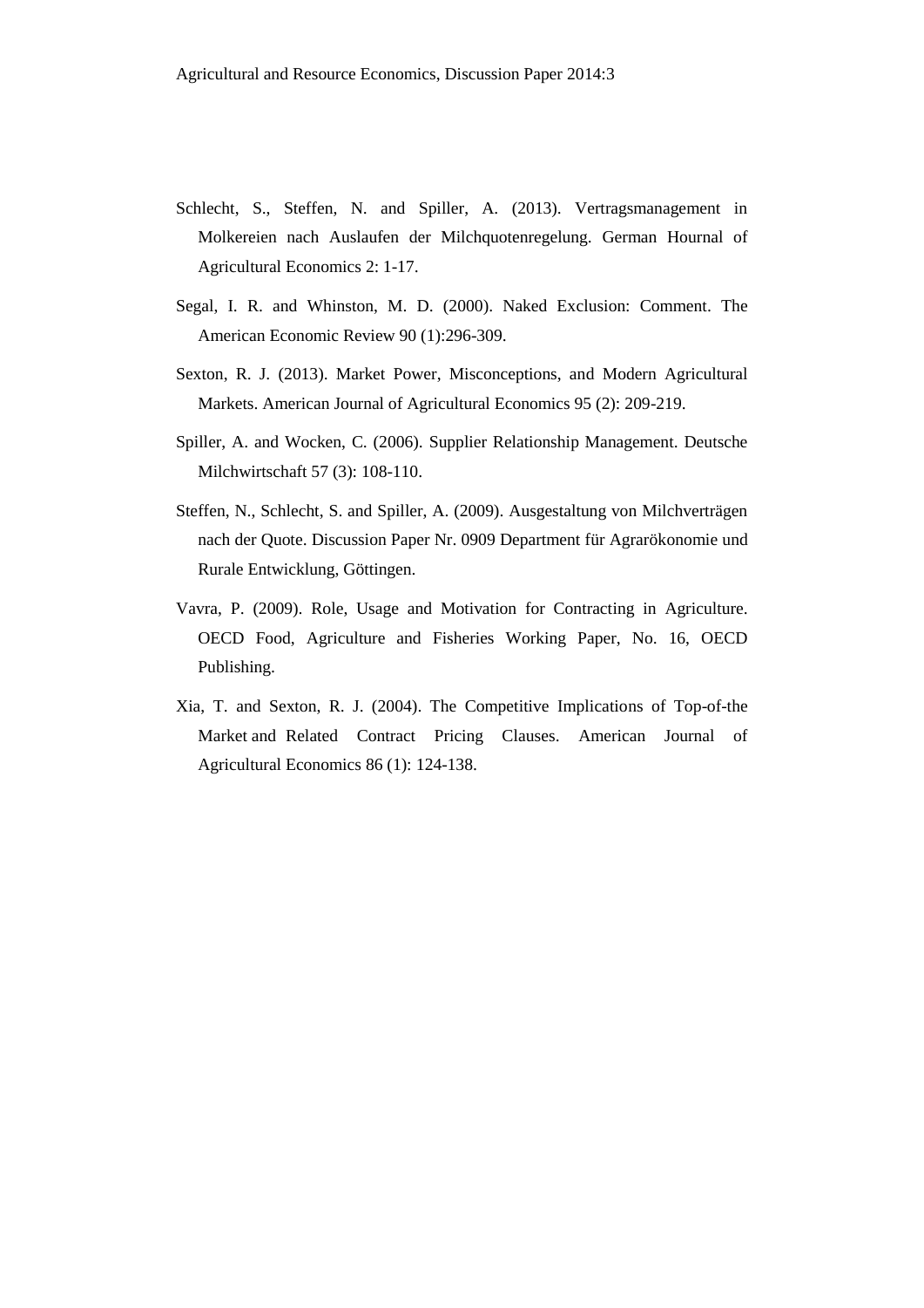Schlecht, S., Steffen, N. and Spiller, A. (2013). Vertragsmanagement in Molkereien nach Auslaufen der Milchquotenregelung. German Hournal of Agricultural Economics 2: 1-17.

Segal, I. R. and Whinston, M. D. (2000). Naked Exclusion: Comment. The American Economic Review 90 (1):296-309.

Sexton, R. J. (2013). Market Power, Misconceptions, and Modern Agricultural Markets. American Journal of Agricultural Economics 95 (2): 209-219.

Spiller, A. and Wocken, C. (2006). Supplier Relationship Management. Deutsche Milchwirtschaft 57 (3): 108-110.

Steffen, N., Schlecht, S. and Spiller, A. (2009). Ausgestaltung von Milchverträgen nach der Quote. Discussion Paper Nr. 0909 Department für Agrarökonomie und Rurale Entwicklung, Göttingen.

Vavra, P. (2009). Role, Usage and Motivation for Contracting in Agriculture. OECD Food, Agriculture and Fisheries Working Paper, No. 16, OECD Publishing.

Xia, T. and Sexton, R. J. (2004). The Competitive Implications of Top-of-the Market and Related Contract Pricing Clauses. American Journal of Agricultural Economics 86 (1): 124-138.